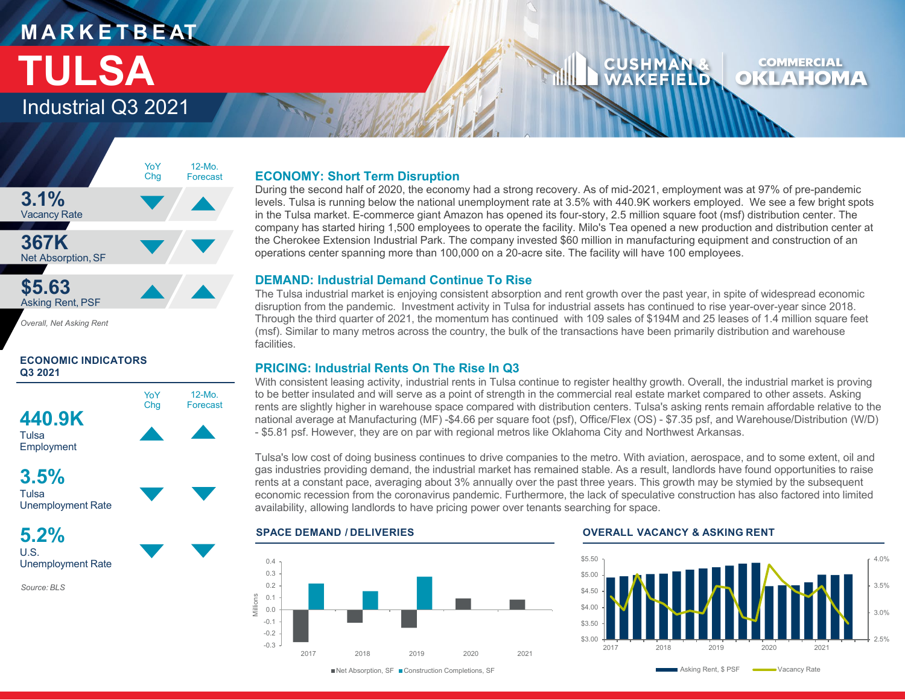# MARKETBEAT

# TULSA

## Industrial Q3 2021

CUSHMAN & WAKEFIELD | COMMERCIAL OKLAHOMA

| | YoY Chg | 12-Mo. Forecast |
|---|---|---|
| **3.1%** Vacancy Rate | ▼ | ▲ |
| **367K** Net Absorption, SF | ▼ | ▼ |
| **$5.63** Asking Rent, PSF | ▲ | ▲ |

*Overall, Net Asking Rent*

### ECONOMIC INDICATORS Q3 2021

| | YoY Chg | 12-Mo. Forecast |
|---|---|---|
| **440.9K** Tulsa Employment | ▲ | ▲ |
| **3.5%** Tulsa Unemployment Rate | ▼ | ▼ |
| **5.2%** U.S. Unemployment Rate | ▼ | ▼ |

*Source: BLS*

### ECONOMY: Short Term Disruption

During the second half of 2020, the economy had a strong recovery. As of mid-2021, employment was at 97% of pre-pandemic levels. Tulsa is running below the national unemployment rate at 3.5% with 440.9K workers employed. We see a few bright spots in the Tulsa market. E-commerce giant Amazon has opened its four-story, 2.5 million square foot (msf) distribution center. The company has started hiring 1,500 employees to operate the facility. Milo's Tea opened a new production and distribution center at the Cherokee Extension Industrial Park. The company invested $60 million in manufacturing equipment and construction of an operations center spanning more than 100,000 on a 20-acre site. The facility will have 100 employees.

### DEMAND: Industrial Demand Continue To Rise

The Tulsa industrial market is enjoying consistent absorption and rent growth over the past year, in spite of widespread economic disruption from the pandemic. Investment activity in Tulsa for industrial assets has continued to rise year-over-year since 2018. Through the third quarter of 2021, the momentum has continued with 109 sales of $194M and 25 leases of 1.4 million square feet (msf). Similar to many metros across the country, the bulk of the transactions have been primarily distribution and warehouse facilities.

### PRICING: Industrial Rents On The Rise In Q3

With consistent leasing activity, industrial rents in Tulsa continue to register healthy growth. Overall, the industrial market is proving to be better insulated and will serve as a point of strength in the commercial real estate market compared to other assets. Asking rents are slightly higher in warehouse space compared with distribution centers. Tulsa's asking rents remain affordable relative to the national average at Manufacturing (MF) -$4.66 per square foot (psf), Office/Flex (OS) - $7.35 psf, and Warehouse/Distribution (W/D) - $5.81 psf. However, they are on par with regional metros like Oklahoma City and Northwest Arkansas.

Tulsa's low cost of doing business continues to drive companies to the metro. With aviation, aerospace, and to some extent, oil and gas industries providing demand, the industrial market has remained stable. As a result, landlords have found opportunities to raise rents at a constant pace, averaging about 3% annually over the past three years. This growth may be stymied by the subsequent economic recession from the coronavirus pandemic. Furthermore, the lack of speculative construction has also factored into limited availability, allowing landlords to have pricing power over tenants searching for space.

#### SPACE DEMAND / DELIVERIES

Net Absorption, SF | Construction Completions, SF (Millions; 2017–2021)

#### OVERALL VACANCY & ASKING RENT

Asking Rent, $ PSF | Vacancy Rate (2017–2021)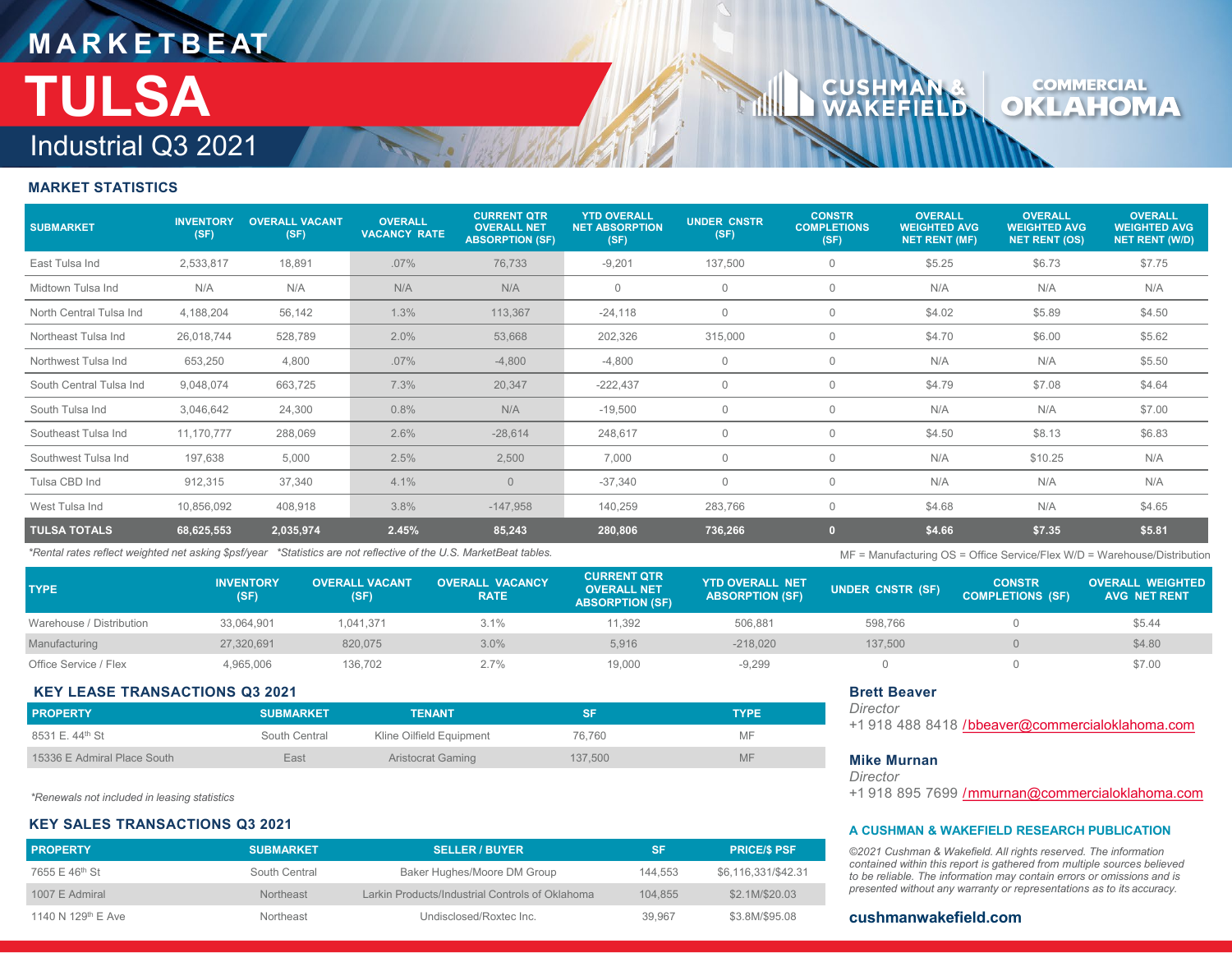# MARKETBEAT

# TULSA

## Industrial Q3 2021

CUSHMAN & WAKEFIELD | COMMERCIAL OKLAHOMA

### MARKET STATISTICS

| SUBMARKET | INVENTORY (SF) | OVERALL VACANT (SF) | OVERALL VACANCY RATE | CURRENT QTR OVERALL NET ABSORPTION (SF) | YTD OVERALL NET ABSORPTION (SF) | UNDER CNSTR (SF) | CONSTR COMPLETIONS (SF) | OVERALL WEIGHTED AVG NET RENT (MF) | OVERALL WEIGHTED AVG NET RENT (OS) | OVERALL WEIGHTED AVG NET RENT (W/D) |
|---|---|---|---|---|---|---|---|---|---|---|
| East Tulsa Ind | 2,533,817 | 18,891 | .07% | 76,733 | -9,201 | 137,500 | 0 | $5.25 | $6.73 | $7.75 |
| Midtown Tulsa Ind | N/A | N/A | N/A | N/A | 0 | 0 | 0 | N/A | N/A | N/A |
| North Central Tulsa Ind | 4,188,204 | 56,142 | 1.3% | 113,367 | -24,118 | 0 | 0 | $4.02 | $5.89 | $4.50 |
| Northeast Tulsa Ind | 26,018,744 | 528,789 | 2.0% | 53,668 | 202,326 | 315,000 | 0 | $4.70 | $6.00 | $5.62 |
| Northwest Tulsa Ind | 653,250 | 4,800 | .07% | -4,800 | -4,800 | 0 | 0 | N/A | N/A | $5.50 |
| South Central Tulsa Ind | 9,048,074 | 663,725 | 7.3% | 20,347 | -222,437 | 0 | 0 | $4.79 | $7.08 | $4.64 |
| South Tulsa Ind | 3,046,642 | 24,300 | 0.8% | N/A | -19,500 | 0 | 0 | N/A | N/A | $7.00 |
| Southeast Tulsa Ind | 11,170,777 | 288,069 | 2.6% | -28,614 | 248,617 | 0 | 0 | $4.50 | $8.13 | $6.83 |
| Southwest Tulsa Ind | 197,638 | 5,000 | 2.5% | 2,500 | 7,000 | 0 | 0 | N/A | $10.25 | N/A |
| Tulsa CBD Ind | 912,315 | 37,340 | 4.1% | 0 | -37,340 | 0 | 0 | N/A | N/A | N/A |
| West Tulsa Ind | 10,856,092 | 408,918 | 3.8% | -147,958 | 140,259 | 283,766 | 0 | $4.68 | N/A | $4.65 |
| **TULSA TOTALS** | **68,625,553** | **2,035,974** | **2.45%** | **85,243** | **280,806** | **736,266** | **0** | **$4.66** | **$7.35** | **$5.81** |

*Rental rates reflect weighted net asking $psf/year *Statistics are not reflective of the U.S. MarketBeat tables.

MF = Manufacturing OS = Office Service/Flex W/D = Warehouse/Distribution

| TYPE | INVENTORY (SF) | OVERALL VACANT (SF) | OVERALL VACANCY RATE | CURRENT QTR OVERALL NET ABSORPTION (SF) | YTD OVERALL NET ABSORPTION (SF) | UNDER CNSTR (SF) | CONSTR COMPLETIONS (SF) | OVERALL WEIGHTED AVG NET RENT |
|---|---|---|---|---|---|---|---|---|
| Warehouse / Distribution | 33,064,901 | 1,041,371 | 3.1% | 11,392 | 506,881 | 598,766 | 0 | $5.44 |
| Manufacturing | 27,320,691 | 820,075 | 3.0% | 5,916 | -218,020 | 137,500 | 0 | $4.80 |
| Office Service / Flex | 4,965,006 | 136,702 | 2.7% | 19,000 | -9,299 | 0 | 0 | $7.00 |

### KEY LEASE TRANSACTIONS Q3 2021

| PROPERTY | SUBMARKET | TENANT | SF | TYPE |
|---|---|---|---|---|
| 8531 E. 44th St | South Central | Kline Oilfield Equipment | 76,760 | MF |
| 15336 E Admiral Place South | East | Aristocrat Gaming | 137,500 | MF |

*Renewals not included in leasing statistics

### KEY SALES TRANSACTIONS Q3 2021

| PROPERTY | SUBMARKET | SELLER / BUYER | SF | PRICE/$ PSF |
|---|---|---|---|---|
| 7655 E 46th St | South Central | Baker Hughes/Moore DM Group | 144,553 | $6,116,331/$42.31 |
| 1007 E Admiral | Northeast | Larkin Products/Industrial Controls of Oklahoma | 104,855 | $2.1M/$20.03 |
| 1140 N 129th E Ave | Northeast | Undisclosed/Roxtec Inc. | 39,967 | $3.8M/$95.08 |

**Brett Beaver**
*Director*
+1 918 488 8418 /bbeaver@commercialoklahoma.com

**Mike Murnan**
*Director*
+1 918 895 7699 /mmurnan@commercialoklahoma.com

**A CUSHMAN & WAKEFIELD RESEARCH PUBLICATION**

*©2021 Cushman & Wakefield. All rights reserved. The information contained within this report is gathered from multiple sources believed to be reliable. The information may contain errors or omissions and is presented without any warranty or representations as to its accuracy.*

**cushmanwakefield.com**